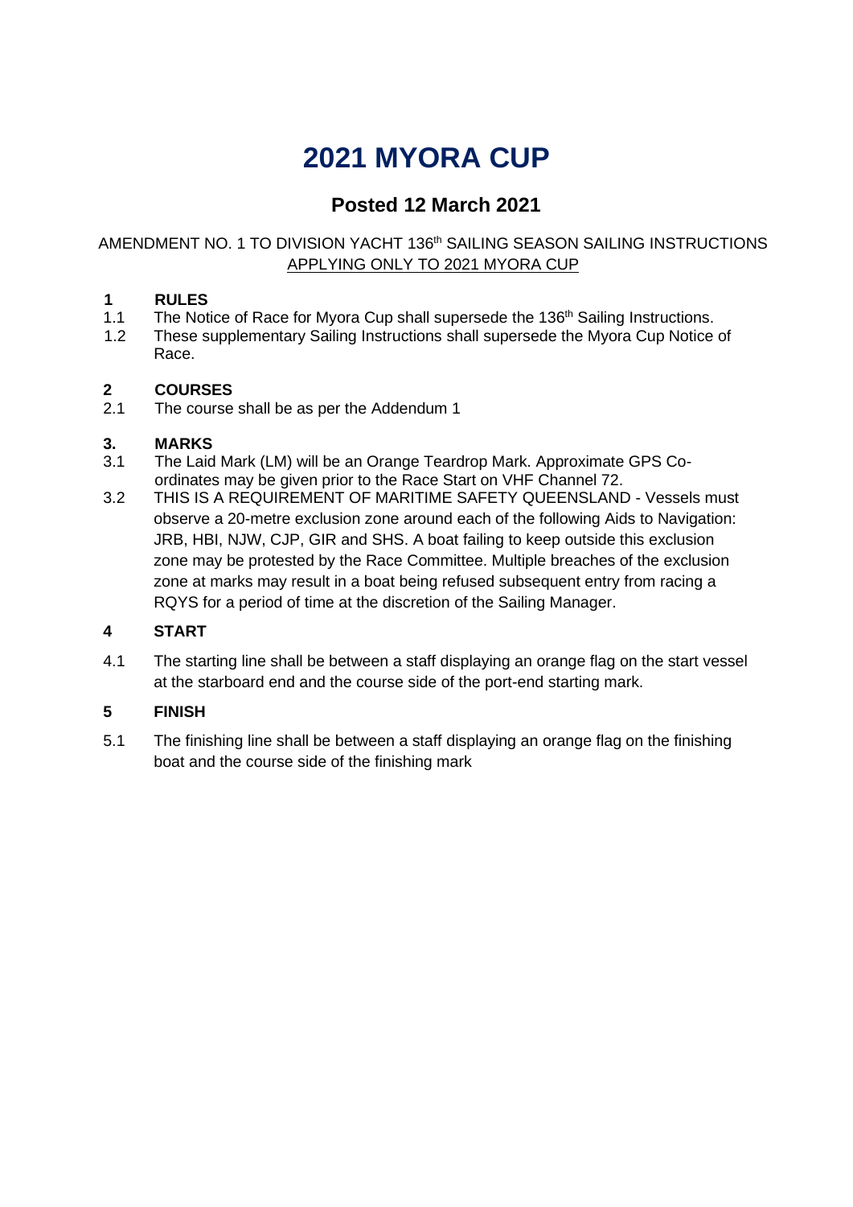# 2021 MYORA CUP

## Posted 12 March 2021

AMENDMENT NO. 1 TO DIVISION YACHT 136th SAILING SEASON SAILING INSTRUCTIONS
APPLYING ONLY TO 2021 MYORA CUP

**1 RULES**

1.1 The Notice of Race for Myora Cup shall supersede the 136th Sailing Instructions.

1.2 These supplementary Sailing Instructions shall supersede the Myora Cup Notice of Race.

**2 COURSES**

2.1 The course shall be as per the Addendum 1

**3. MARKS**

3.1 The Laid Mark (LM) will be an Orange Teardrop Mark. Approximate GPS Co-ordinates may be given prior to the Race Start on VHF Channel 72.

3.2 THIS IS A REQUIREMENT OF MARITIME SAFETY QUEENSLAND - Vessels must observe a 20-metre exclusion zone around each of the following Aids to Navigation: JRB, HBI, NJW, CJP, GIR and SHS. A boat failing to keep outside this exclusion zone may be protested by the Race Committee. Multiple breaches of the exclusion zone at marks may result in a boat being refused subsequent entry from racing a RQYS for a period of time at the discretion of the Sailing Manager.

**4 START**

4.1 The starting line shall be between a staff displaying an orange flag on the start vessel at the starboard end and the course side of the port-end starting mark.

**5 FINISH**

5.1 The finishing line shall be between a staff displaying an orange flag on the finishing boat and the course side of the finishing mark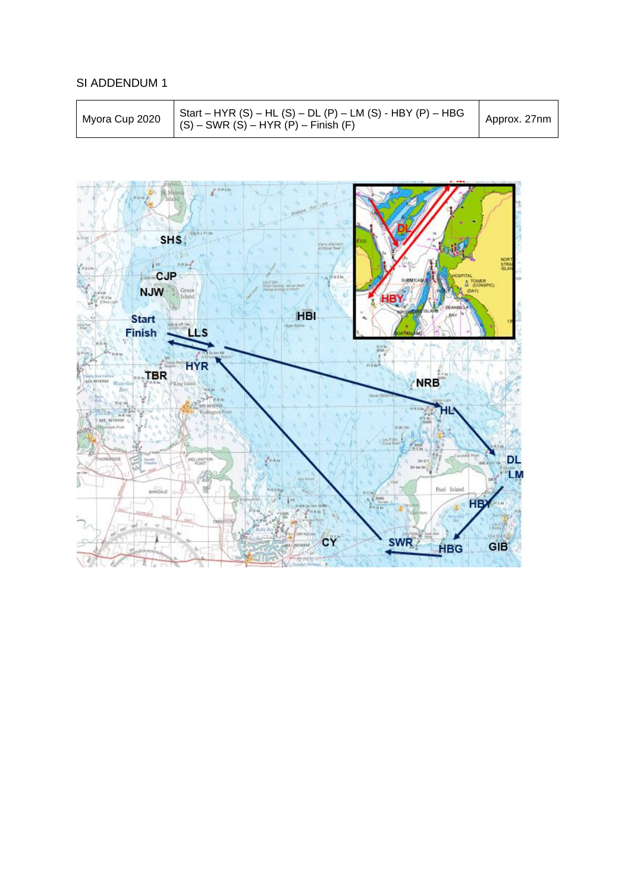SI ADDENDUM 1

| | | |
|---|---|---|
| Myora Cup 2020 | Start – HYR (S) – HL (S) – DL (P) – LM (S) - HBY (P) – HBG (S) – SWR (S) – HYR (P) – Finish (F) | Approx. 27nm |